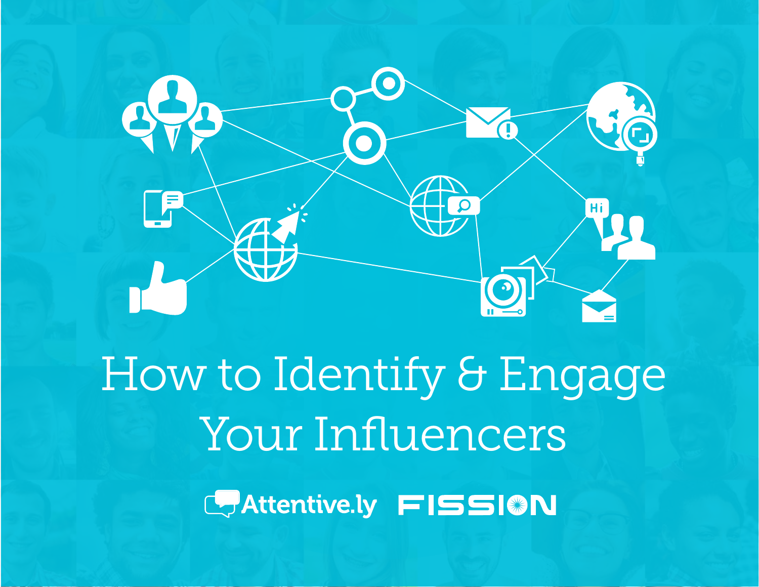# How to Identify & Engage Your Influencers

Attentive.ly FISSION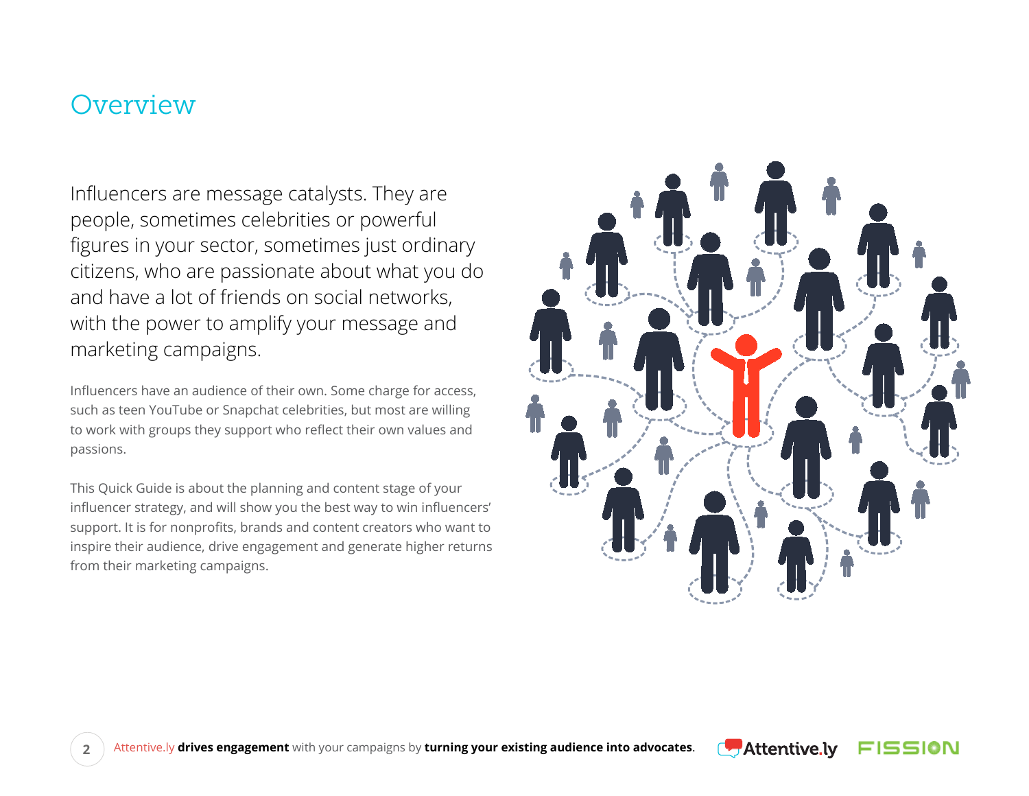# Overview

Influencers are message catalysts. They are people, sometimes celebrities or powerful figures in your sector, sometimes just ordinary citizens, who are passionate about what you do and have a lot of friends on social networks, with the power to amplify your message and marketing campaigns.

Influencers have an audience of their own. Some charge for access, such as teen YouTube or Snapchat celebrities, but most are willing to work with groups they support who reflect their own values and passions.

This Quick Guide is about the planning and content stage of your influencer strategy, and will show you the best way to win influencers' support. It is for nonprofits, brands and content creators who want to inspire their audience, drive engagement and generate higher returns from their marketing campaigns.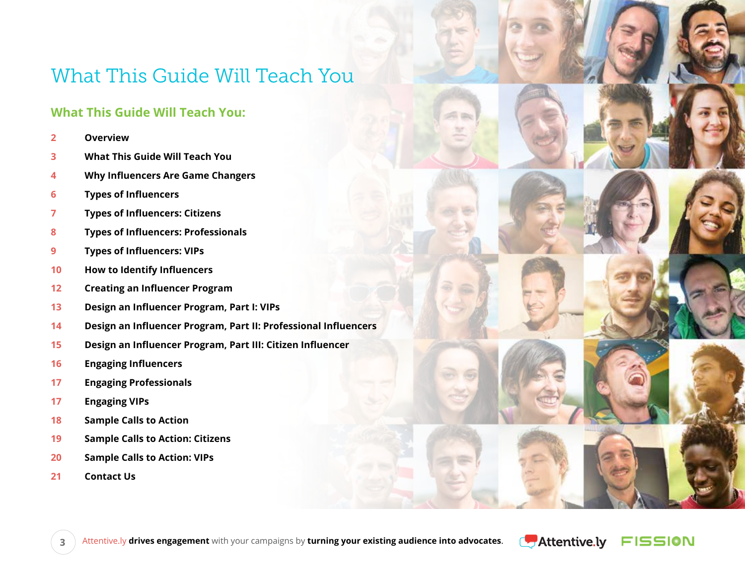# What This Guide Will Teach You

## What This Guide Will Teach You:

| | |
|---|---|
| 2 | Overview |
| 3 | What This Guide Will Teach You |
| 4 | Why Influencers Are Game Changers |
| 6 | Types of Influencers |
| 7 | Types of Influencers: Citizens |
| 8 | Types of Influencers: Professionals |
| 9 | Types of Influencers: VIPs |
| 10 | How to Identify Influencers |
| 12 | Creating an Influencer Program |
| 13 | Design an Influencer Program, Part I: VIPs |
| 14 | Design an Influencer Program, Part II: Professional Influencers |
| 15 | Design an Influencer Program, Part III: Citizen Influencer |
| 16 | Engaging Influencers |
| 17 | Engaging Professionals |
| 17 | Engaging VIPs |
| 18 | Sample Calls to Action |
| 19 | Sample Calls to Action: Citizens |
| 20 | Sample Calls to Action: VIPs |
| 21 | Contact Us |

Attentive.ly **drives engagement** with your campaigns by **turning your existing audience into advocates**.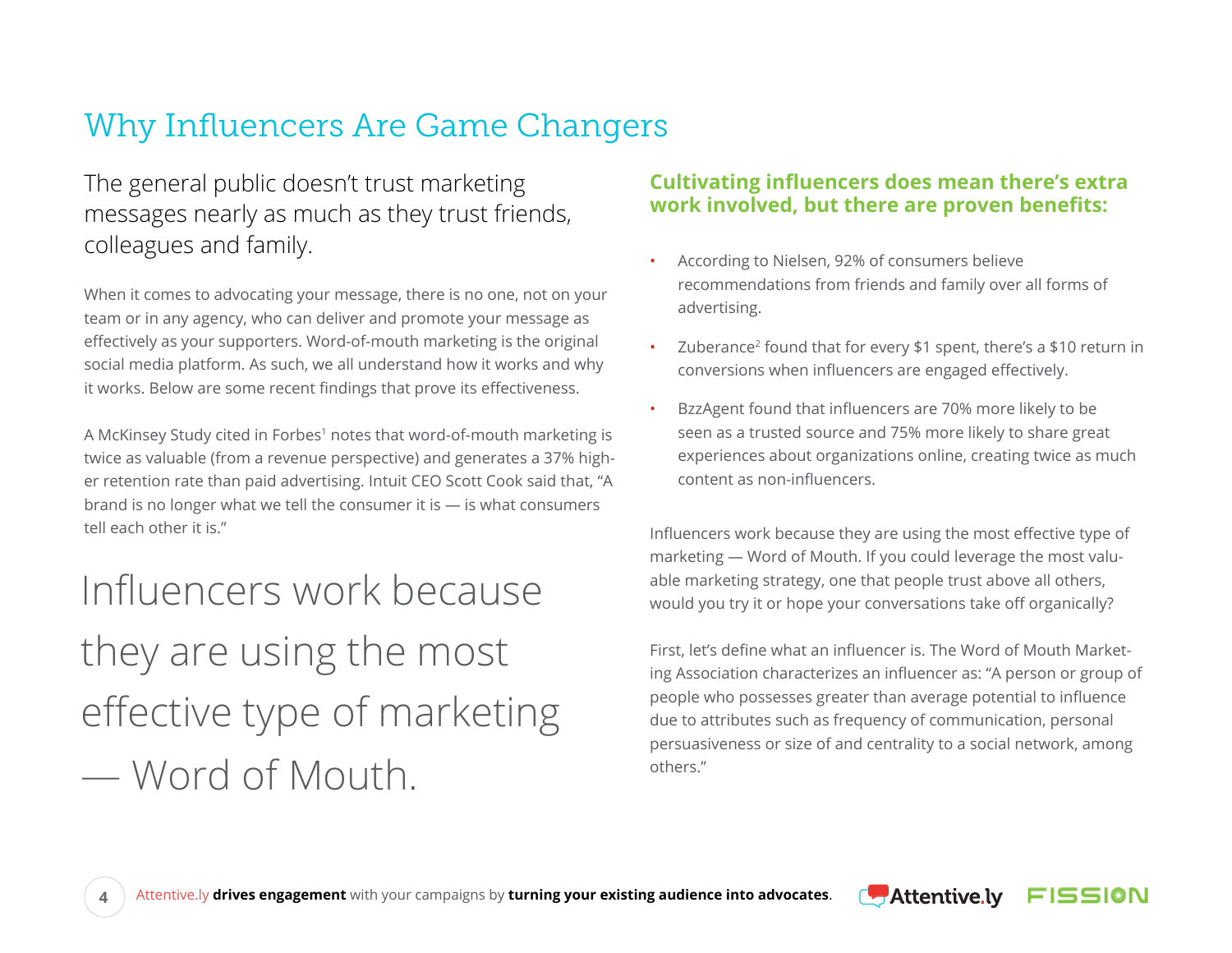# Why Influencers Are Game Changers

The general public doesn't trust marketing messages nearly as much as they trust friends, colleagues and family.

When it comes to advocating your message, there is no one, not on your team or in any agency, who can deliver and promote your message as effectively as your supporters. Word-of-mouth marketing is the original social media platform. As such, we all understand how it works and why it works. Below are some recent findings that prove its effectiveness.

A McKinsey Study cited in Forbes[1] notes that word-of-mouth marketing is twice as valuable (from a revenue perspective) and generates a 37% higher retention rate than paid advertising. Intuit CEO Scott Cook said that, "A brand is no longer what we tell the consumer it is — is what consumers tell each other it is."

> Influencers work because they are using the most effective type of marketing — Word of Mouth.

**Cultivating influencers does mean there's extra work involved, but there are proven benefits:**

- According to Nielsen, 92% of consumers believe recommendations from friends and family over all forms of advertising.
- Zuberance[2] found that for every $1 spent, there's a $10 return in conversions when influencers are engaged effectively.
- BzzAgent found that influencers are 70% more likely to be seen as a trusted source and 75% more likely to share great experiences about organizations online, creating twice as much content as non-influencers.

Influencers work because they are using the most effective type of marketing — Word of Mouth. If you could leverage the most valuable marketing strategy, one that people trust above all others, would you try it or hope your conversations take off organically?

First, let's define what an influencer is. The Word of Mouth Marketing Association characterizes an influencer as: "A person or group of people who possesses greater than average potential to influence due to attributes such as frequency of communication, personal persuasiveness or size of and centrality to a social network, among others."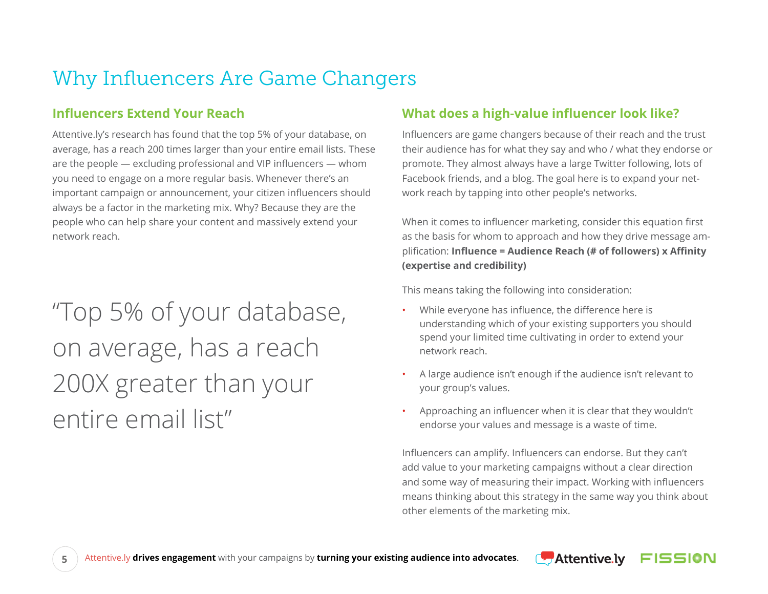# Why Influencers Are Game Changers

## Influencers Extend Your Reach

Attentive.ly's research has found that the top 5% of your database, on average, has a reach 200 times larger than your entire email lists. These are the people — excluding professional and VIP influencers — whom you need to engage on a more regular basis. Whenever there's an important campaign or announcement, your citizen influencers should always be a factor in the marketing mix. Why? Because they are the people who can help share your content and massively extend your network reach.

> "Top 5% of your database, on average, has a reach 200X greater than your entire email list"

## What does a high-value influencer look like?

Influencers are game changers because of their reach and the trust their audience has for what they say and who / what they endorse or promote. They almost always have a large Twitter following, lots of Facebook friends, and a blog. The goal here is to expand your network reach by tapping into other people's networks.

When it comes to influencer marketing, consider this equation first as the basis for whom to approach and how they drive message amplification: **Influence = Audience Reach (# of followers) x Affinity (expertise and credibility)**

This means taking the following into consideration:

- While everyone has influence, the difference here is understanding which of your existing supporters you should spend your limited time cultivating in order to extend your network reach.
- A large audience isn't enough if the audience isn't relevant to your group's values.
- Approaching an influencer when it is clear that they wouldn't endorse your values and message is a waste of time.

Influencers can amplify. Influencers can endorse. But they can't add value to your marketing campaigns without a clear direction and some way of measuring their impact. Working with influencers means thinking about this strategy in the same way you think about other elements of the marketing mix.

Attentive.ly **drives engagement** with your campaigns by **turning your existing audience into advocates**.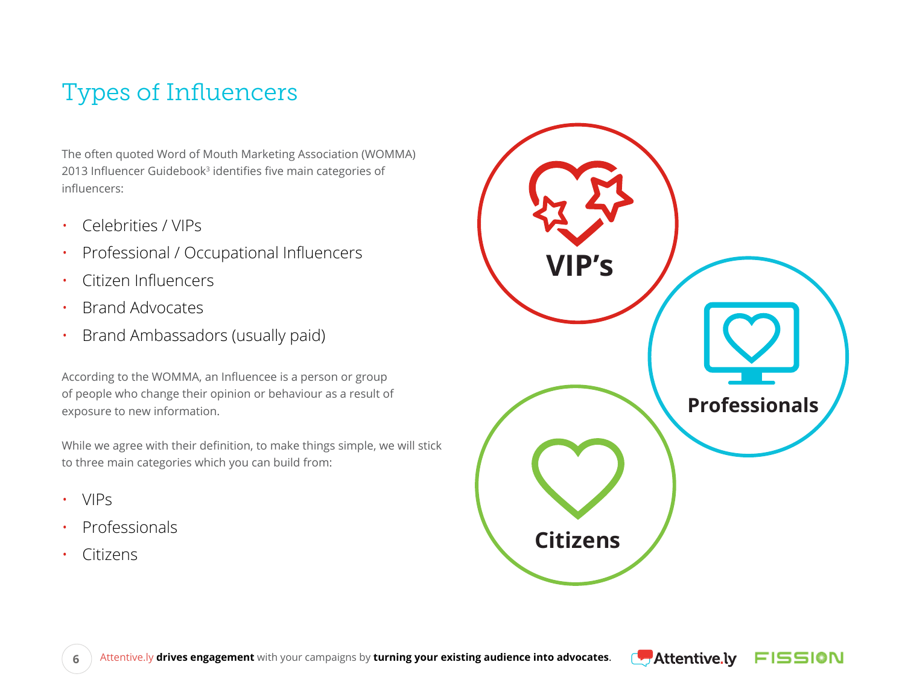# Types of Influencers

The often quoted Word of Mouth Marketing Association (WOMMA) 2013 Influencer Guidebook[3] identifies five main categories of influencers:

- Celebrities / VIPs
- Professional / Occupational Influencers
- Citizen Influencers
- Brand Advocates
- Brand Ambassadors (usually paid)

According to the WOMMA, an Influencee is a person or group of people who change their opinion or behaviour as a result of exposure to new information.

While we agree with their definition, to make things simple, we will stick to three main categories which you can build from:

- VIPs
- Professionals
- Citizens

VIP's

Professionals

Citizens

Attentive.ly **drives engagement** with your campaigns by **turning your existing audience into advocates**.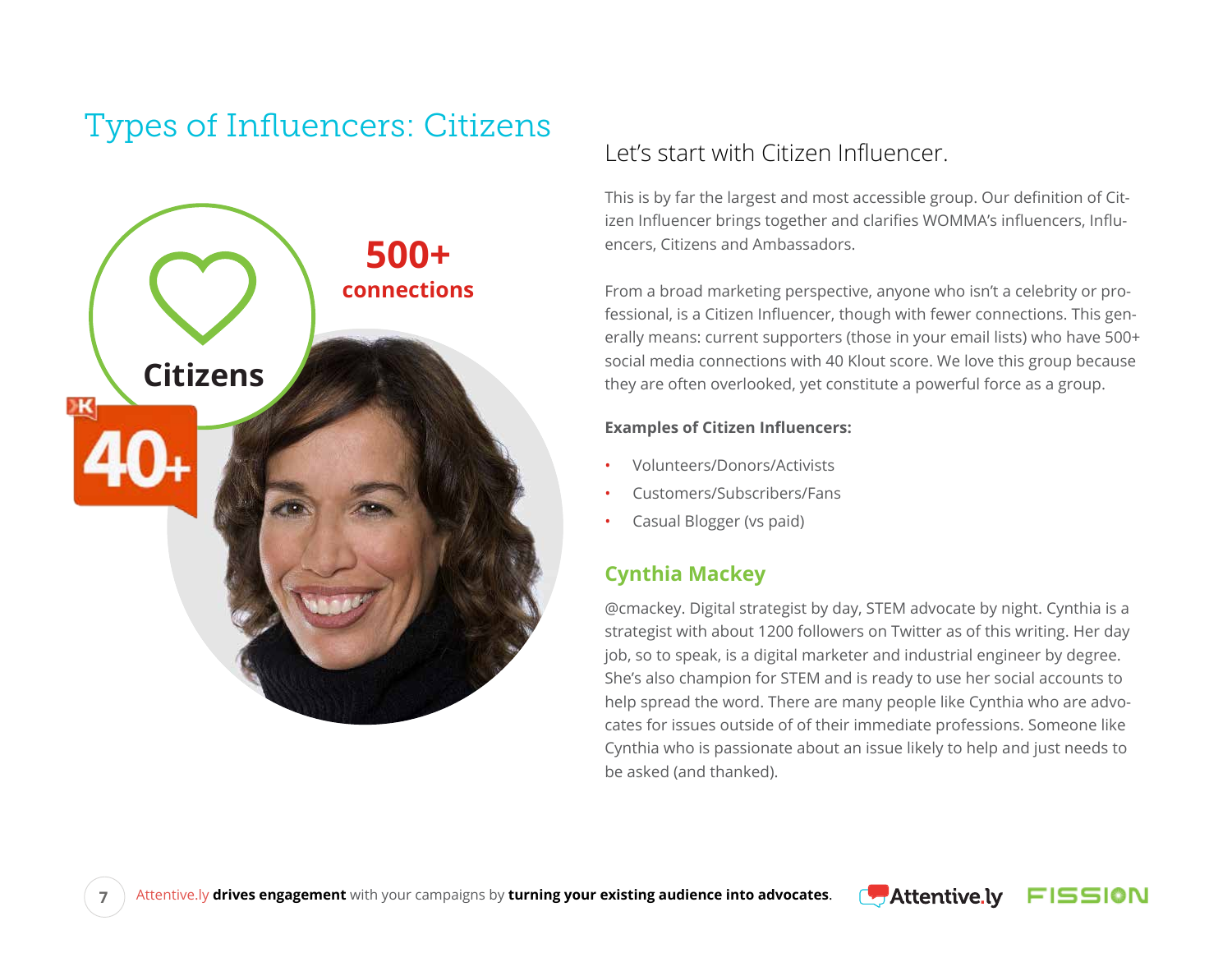# Types of Influencers: Citizens

500+ connections

Citizens

40+

## Let's start with Citizen Influencer.

This is by far the largest and most accessible group. Our definition of Citizen Influencer brings together and clarifies WOMMA's influencers, Influencers, Citizens and Ambassadors.

From a broad marketing perspective, anyone who isn't a celebrity or professional, is a Citizen Influencer, though with fewer connections. This generally means: current supporters (those in your email lists) who have 500+ social media connections with 40 Klout score. We love this group because they are often overlooked, yet constitute a powerful force as a group.

**Examples of Citizen Influencers:**

- Volunteers/Donors/Activists
- Customers/Subscribers/Fans
- Casual Blogger (vs paid)

### Cynthia Mackey

@cmackey. Digital strategist by day, STEM advocate by night. Cynthia is a strategist with about 1200 followers on Twitter as of this writing. Her day job, so to speak, is a digital marketer and industrial engineer by degree. She's also champion for STEM and is ready to use her social accounts to help spread the word. There are many people like Cynthia who are advocates for issues outside of of their immediate professions. Someone like Cynthia who is passionate about an issue likely to help and just needs to be asked (and thanked).

Attentive.ly **drives engagement** with your campaigns by **turning your existing audience into advocates**.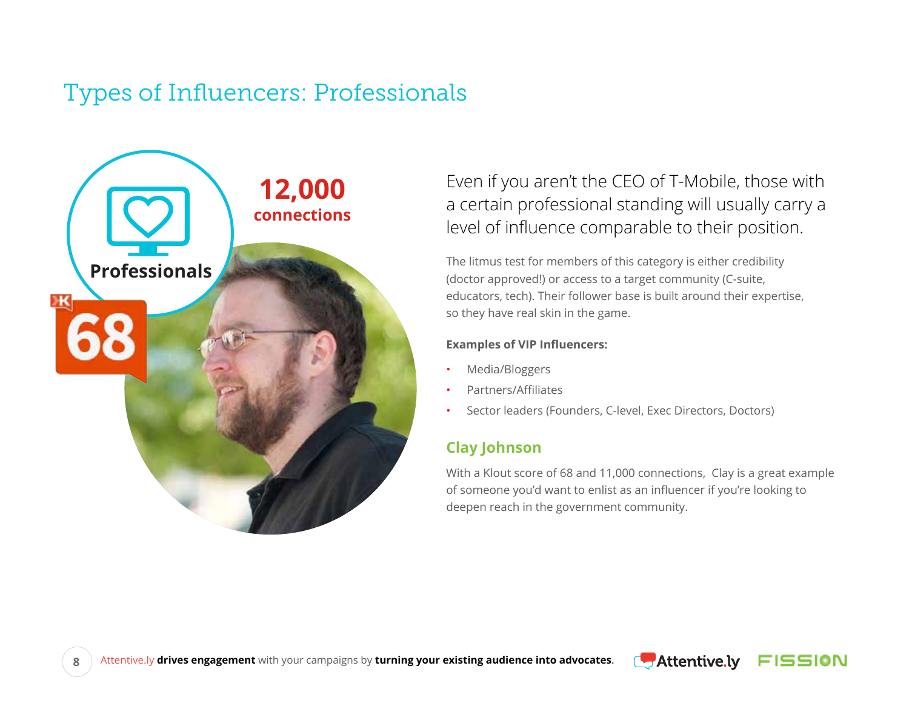# Types of Influencers: Professionals

Professionals

12,000 connections

68

Even if you aren't the CEO of T-Mobile, those with a certain professional standing will usually carry a level of influence comparable to their position.

The litmus test for members of this category is either credibility (doctor approved!) or access to a target community (C-suite, educators, tech). Their follower base is built around their expertise, so they have real skin in the game.

**Examples of VIP Influencers:**

- Media/Bloggers
- Partners/Affiliates
- Sector leaders (Founders, C-level, Exec Directors, Doctors)

## Clay Johnson

With a Klout score of 68 and 11,000 connections, Clay is a great example of someone you'd want to enlist as an influencer if you're looking to deepen reach in the government community.

Attentive.ly **drives engagement** with your campaigns by **turning your existing audience into advocates**.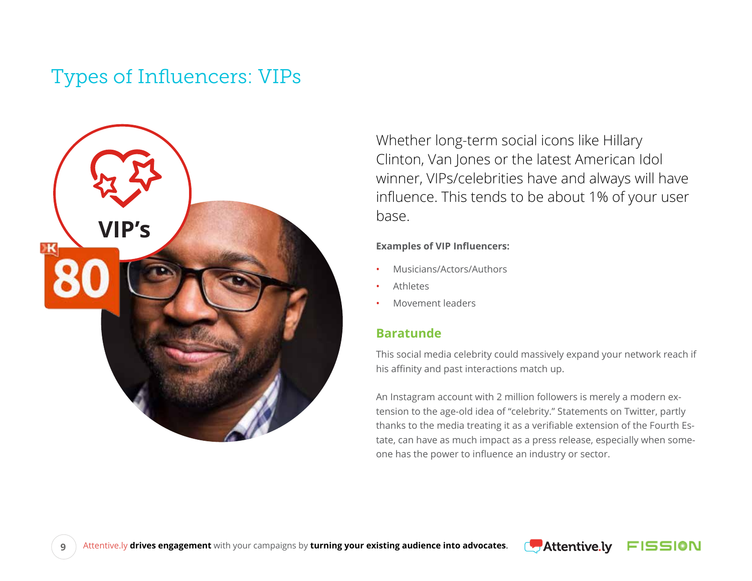# Types of Influencers: VIPs

VIP's

80

Whether long-term social icons like Hillary Clinton, Van Jones or the latest American Idol winner, VIPs/celebrities have and always will have influence. This tends to be about 1% of your user base.

**Examples of VIP Influencers:**

- Musicians/Actors/Authors
- Athletes
- Movement leaders

## Baratunde

This social media celebrity could massively expand your network reach if his affinity and past interactions match up.

An Instagram account with 2 million followers is merely a modern extension to the age-old idea of "celebrity." Statements on Twitter, partly thanks to the media treating it as a verifiable extension of the Fourth Estate, can have as much impact as a press release, especially when someone has the power to influence an industry or sector.

Attentive.ly **drives engagement** with your campaigns by **turning your existing audience into advocates**.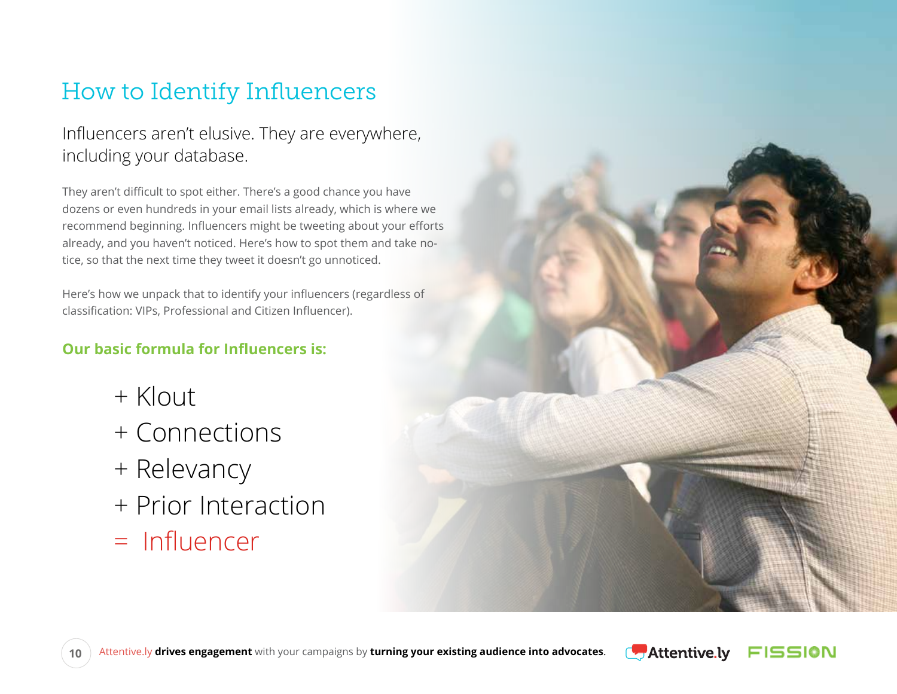# How to Identify Influencers

## Influencers aren't elusive. They are everywhere, including your database.

They aren't difficult to spot either. There's a good chance you have dozens or even hundreds in your email lists already, which is where we recommend beginning. Influencers might be tweeting about your efforts already, and you haven't noticed. Here's how to spot them and take notice, so that the next time they tweet it doesn't go unnoticed.

Here's how we unpack that to identify your influencers (regardless of classification: VIPs, Professional and Citizen Influencer).

**Our basic formula for Influencers is:**

+ Klout
+ Connections
+ Relevancy
+ Prior Interaction
= Influencer

Attentive.ly **drives engagement** with your campaigns by **turning your existing audience into advocates**.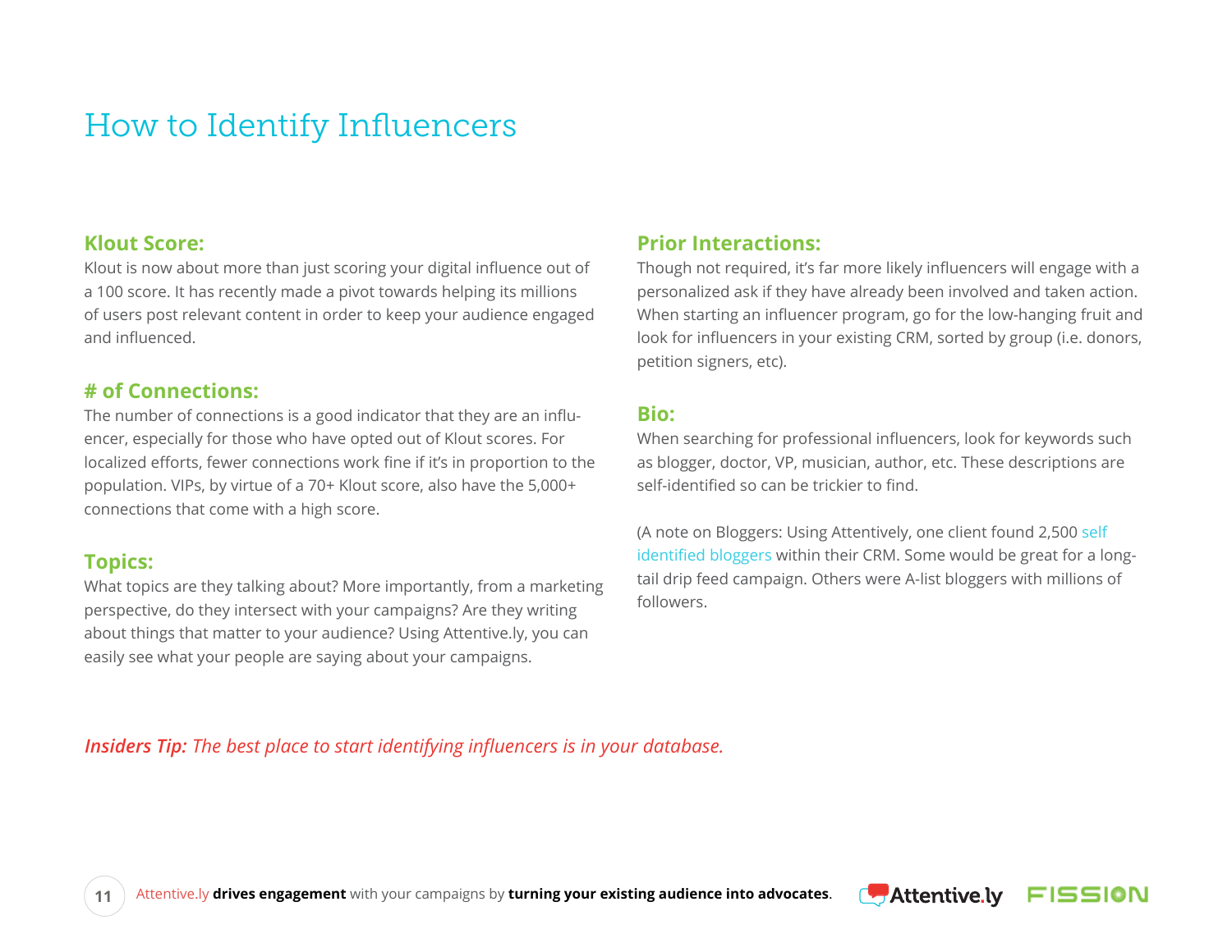# How to Identify Influencers

### Klout Score:

Klout is now about more than just scoring your digital influence out of a 100 score. It has recently made a pivot towards helping its millions of users post relevant content in order to keep your audience engaged and influenced.

### # of Connections:

The number of connections is a good indicator that they are an influencer, especially for those who have opted out of Klout scores. For localized efforts, fewer connections work fine if it's in proportion to the population. VIPs, by virtue of a 70+ Klout score, also have the 5,000+ connections that come with a high score.

### Topics:

What topics are they talking about? More importantly, from a marketing perspective, do they intersect with your campaigns? Are they writing about things that matter to your audience? Using Attentive.ly, you can easily see what your people are saying about your campaigns.

### Prior Interactions:

Though not required, it's far more likely influencers will engage with a personalized ask if they have already been involved and taken action. When starting an influencer program, go for the low-hanging fruit and look for influencers in your existing CRM, sorted by group (i.e. donors, petition signers, etc).

### Bio:

When searching for professional influencers, look for keywords such as blogger, doctor, VP, musician, author, etc. These descriptions are self-identified so can be trickier to find.

(A note on Bloggers: Using Attentively, one client found 2,500 self identified bloggers within their CRM. Some would be great for a long-tail drip feed campaign. Others were A-list bloggers with millions of followers.

***Insiders Tip:*** *The best place to start identifying influencers is in your database.*

Attentive.ly **drives engagement** with your campaigns by **turning your existing audience into advocates**.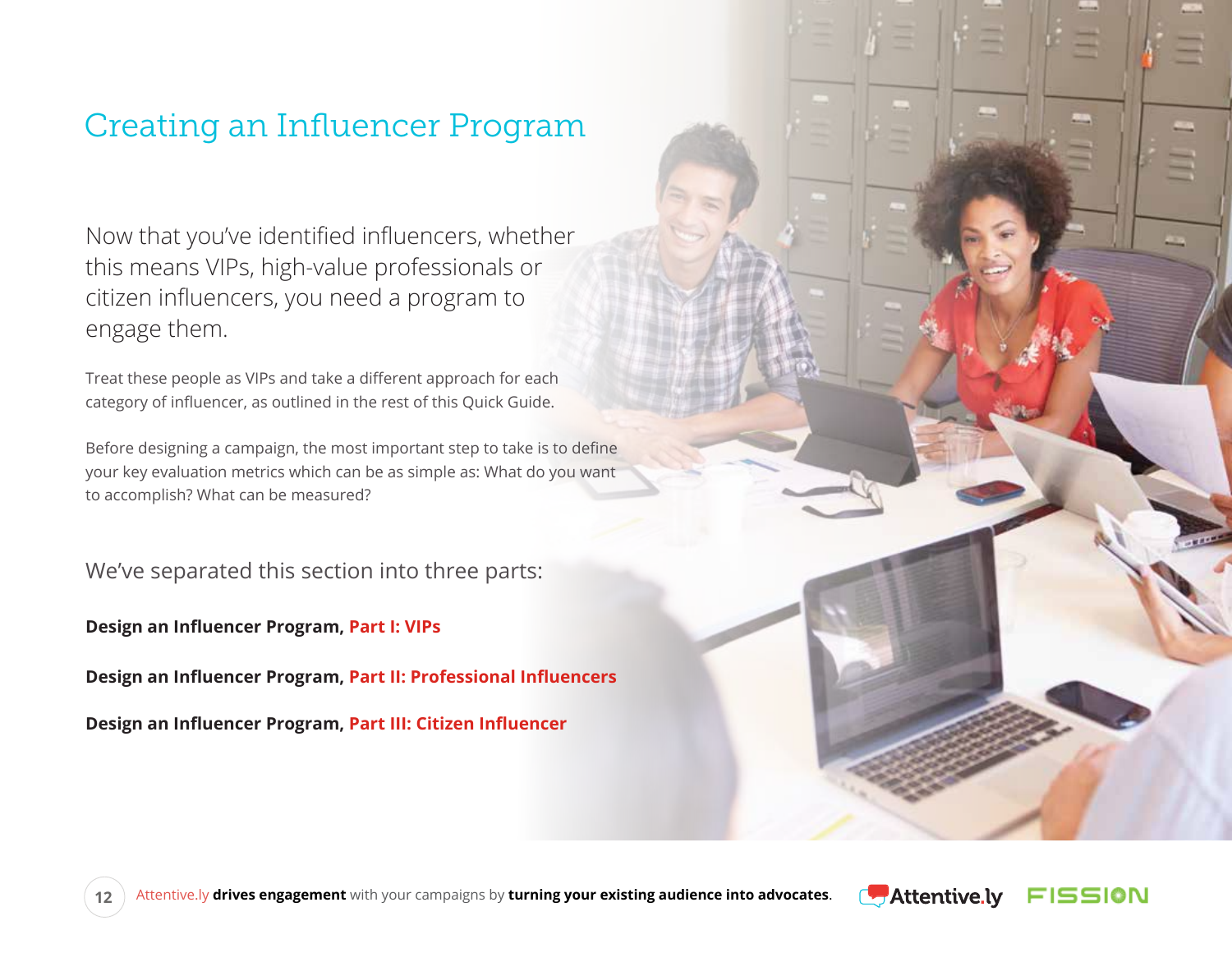# Creating an Influencer Program

Now that you've identified influencers, whether this means VIPs, high-value professionals or citizen influencers, you need a program to engage them.

Treat these people as VIPs and take a different approach for each category of influencer, as outlined in the rest of this Quick Guide.

Before designing a campaign, the most important step to take is to define your key evaluation metrics which can be as simple as: What do you want to accomplish? What can be measured?

We've separated this section into three parts:

**Design an Influencer Program, Part I: VIPs**

**Design an Influencer Program, Part II: Professional Influencers**

**Design an Influencer Program, Part III: Citizen Influencer**

Attentive.ly **drives engagement** with your campaigns by **turning your existing audience into advocates**.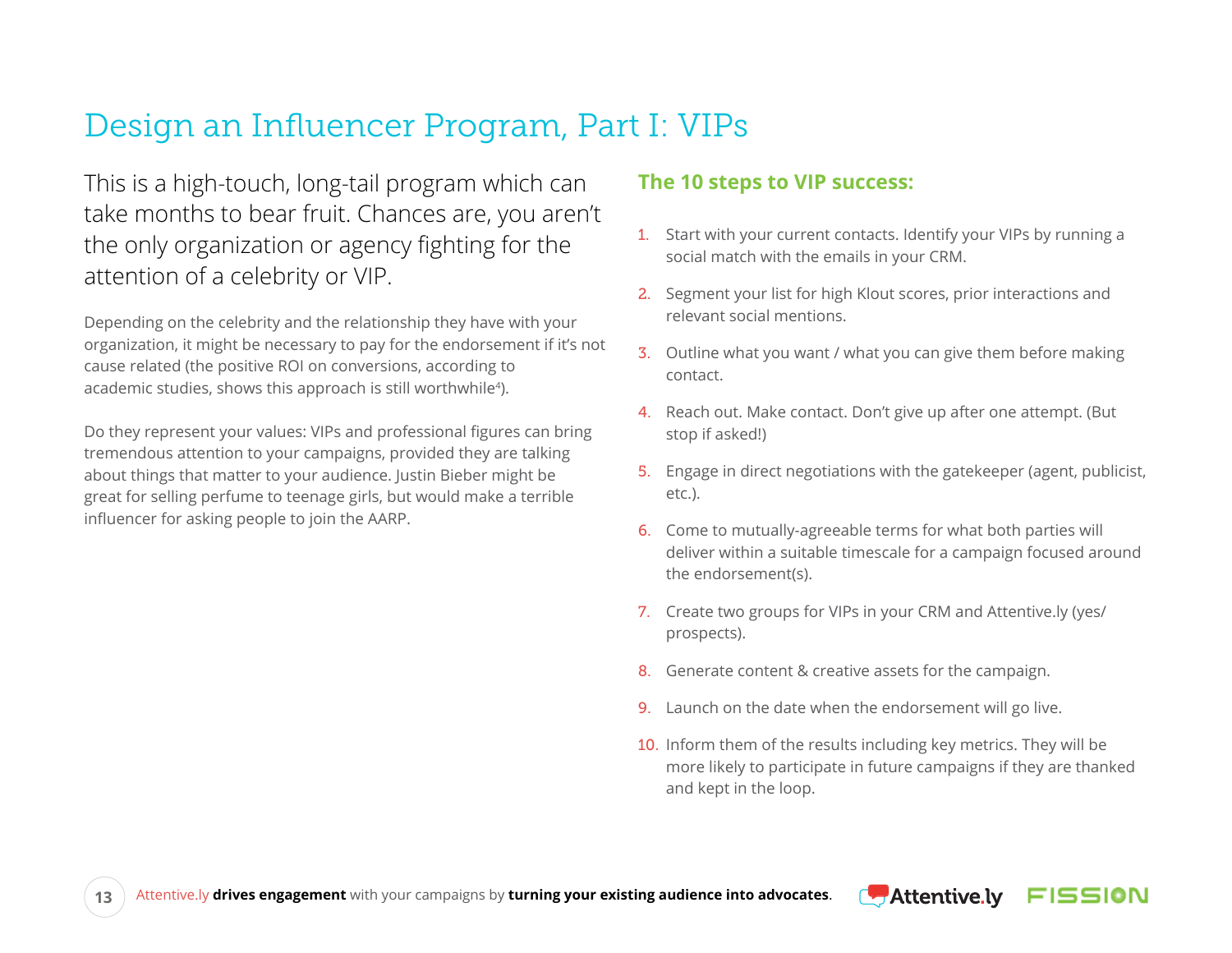# Design an Influencer Program, Part I: VIPs

This is a high-touch, long-tail program which can take months to bear fruit. Chances are, you aren't the only organization or agency fighting for the attention of a celebrity or VIP.

Depending on the celebrity and the relationship they have with your organization, it might be necessary to pay for the endorsement if it's not cause related (the positive ROI on conversions, according to academic studies, shows this approach is still worthwhile[4]).

Do they represent your values: VIPs and professional figures can bring tremendous attention to your campaigns, provided they are talking about things that matter to your audience. Justin Bieber might be great for selling perfume to teenage girls, but would make a terrible influencer for asking people to join the AARP.

## The 10 steps to VIP success:

1. Start with your current contacts. Identify your VIPs by running a social match with the emails in your CRM.
2. Segment your list for high Klout scores, prior interactions and relevant social mentions.
3. Outline what you want / what you can give them before making contact.
4. Reach out. Make contact. Don't give up after one attempt. (But stop if asked!)
5. Engage in direct negotiations with the gatekeeper (agent, publicist, etc.).
6. Come to mutually-agreeable terms for what both parties will deliver within a suitable timescale for a campaign focused around the endorsement(s).
7. Create two groups for VIPs in your CRM and Attentive.ly (yes/prospects).
8. Generate content & creative assets for the campaign.
9. Launch on the date when the endorsement will go live.
10. Inform them of the results including key metrics. They will be more likely to participate in future campaigns if they are thanked and kept in the loop.

Attentive.ly **drives engagement** with your campaigns by **turning your existing audience into advocates**.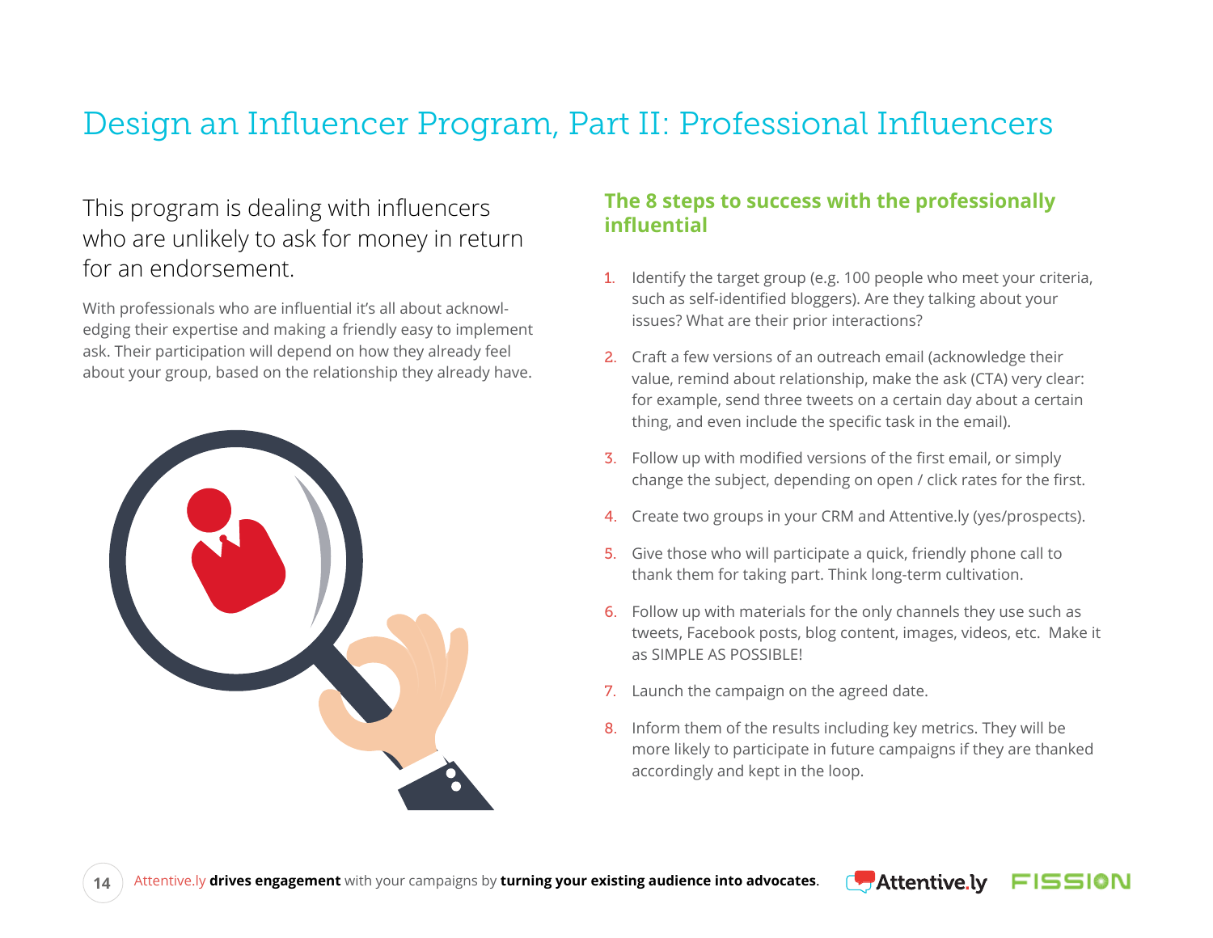# Design an Influencer Program, Part II: Professional Influencers

This program is dealing with influencers who are unlikely to ask for money in return for an endorsement.

With professionals who are influential it's all about acknowledging their expertise and making a friendly easy to implement ask. Their participation will depend on how they already feel about your group, based on the relationship they already have.

## The 8 steps to success with the professionally influential

1. Identify the target group (e.g. 100 people who meet your criteria, such as self-identified bloggers). Are they talking about your issues? What are their prior interactions?
2. Craft a few versions of an outreach email (acknowledge their value, remind about relationship, make the ask (CTA) very clear: for example, send three tweets on a certain day about a certain thing, and even include the specific task in the email).
3. Follow up with modified versions of the first email, or simply change the subject, depending on open / click rates for the first.
4. Create two groups in your CRM and Attentive.ly (yes/prospects).
5. Give those who will participate a quick, friendly phone call to thank them for taking part. Think long-term cultivation.
6. Follow up with materials for the only channels they use such as tweets, Facebook posts, blog content, images, videos, etc. Make it as SIMPLE AS POSSIBLE!
7. Launch the campaign on the agreed date.
8. Inform them of the results including key metrics. They will be more likely to participate in future campaigns if they are thanked accordingly and kept in the loop.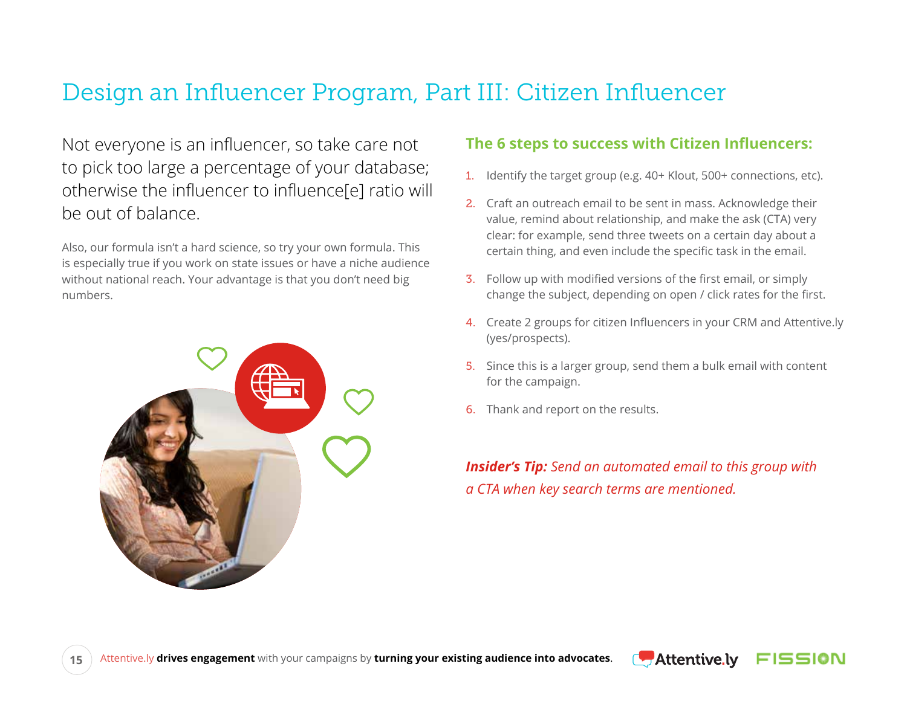# Design an Influencer Program, Part III: Citizen Influencer

Not everyone is an influencer, so take care not to pick too large a percentage of your database; otherwise the influencer to influence[e] ratio will be out of balance.

Also, our formula isn't a hard science, so try your own formula. This is especially true if you work on state issues or have a niche audience without national reach. Your advantage is that you don't need big numbers.

## The 6 steps to success with Citizen Influencers:

1. Identify the target group (e.g. 40+ Klout, 500+ connections, etc).
2. Craft an outreach email to be sent in mass. Acknowledge their value, remind about relationship, and make the ask (CTA) very clear: for example, send three tweets on a certain day about a certain thing, and even include the specific task in the email.
3. Follow up with modified versions of the first email, or simply change the subject, depending on open / click rates for the first.
4. Create 2 groups for citizen Influencers in your CRM and Attentive.ly (yes/prospects).
5. Since this is a larger group, send them a bulk email with content for the campaign.
6. Thank and report on the results.

***Insider's Tip:*** *Send an automated email to this group with a CTA when key search terms are mentioned.*

Attentive.ly **drives engagement** with your campaigns by **turning your existing audience into advocates**.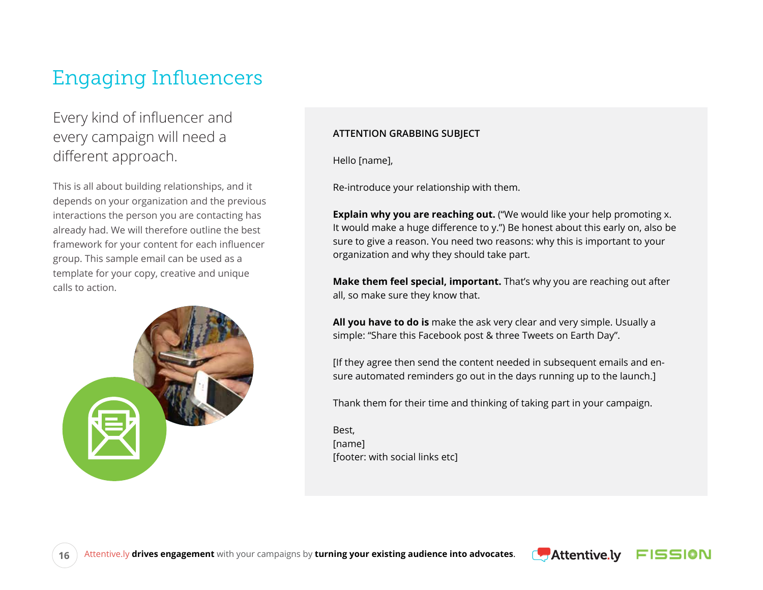# Engaging Influencers

Every kind of influencer and every campaign will need a different approach.

This is all about building relationships, and it depends on your organization and the previous interactions the person you are contacting has already had. We will therefore outline the best framework for your content for each influencer group. This sample email can be used as a template for your copy, creative and unique calls to action.

ATTENTION GRABBING SUBJECT

Hello [name],

Re-introduce your relationship with them.

**Explain why you are reaching out.** ("We would like your help promoting x. It would make a huge difference to y.") Be honest about this early on, also be sure to give a reason. You need two reasons: why this is important to your organization and why they should take part.

**Make them feel special, important.** That's why you are reaching out after all, so make sure they know that.

**All you have to do is** make the ask very clear and very simple. Usually a simple: "Share this Facebook post & three Tweets on Earth Day".

[If they agree then send the content needed in subsequent emails and ensure automated reminders go out in the days running up to the launch.]

Thank them for their time and thinking of taking part in your campaign.

Best,
[name]
[footer: with social links etc]

Attentive.ly **drives engagement** with your campaigns by **turning your existing audience into advocates**.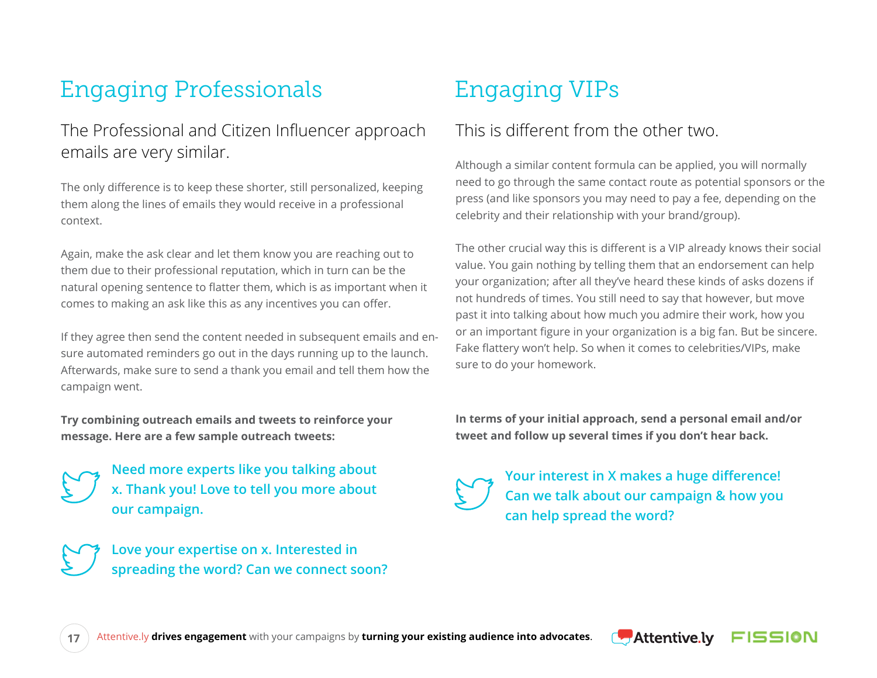## Engaging Professionals

### The Professional and Citizen Influencer approach emails are very similar.

The only difference is to keep these shorter, still personalized, keeping them along the lines of emails they would receive in a professional context.

Again, make the ask clear and let them know you are reaching out to them due to their professional reputation, which in turn can be the natural opening sentence to flatter them, which is as important when it comes to making an ask like this as any incentives you can offer.

If they agree then send the content needed in subsequent emails and ensure automated reminders go out in the days running up to the launch. Afterwards, make sure to send a thank you email and tell them how the campaign went.

**Try combining outreach emails and tweets to reinforce your message. Here are a few sample outreach tweets:**

**Need more experts like you talking about x. Thank you! Love to tell you more about our campaign.**

**Love your expertise on x. Interested in spreading the word? Can we connect soon?**

## Engaging VIPs

### This is different from the other two.

Although a similar content formula can be applied, you will normally need to go through the same contact route as potential sponsors or the press (and like sponsors you may need to pay a fee, depending on the celebrity and their relationship with your brand/group).

The other crucial way this is different is a VIP already knows their social value. You gain nothing by telling them that an endorsement can help your organization; after all they've heard these kinds of asks dozens if not hundreds of times. You still need to say that however, but move past it into talking about how much you admire their work, how you or an important figure in your organization is a big fan. But be sincere. Fake flattery won't help. So when it comes to celebrities/VIPs, make sure to do your homework.

**In terms of your initial approach, send a personal email and/or tweet and follow up several times if you don't hear back.**

**Your interest in X makes a huge difference! Can we talk about our campaign & how you can help spread the word?**

Attentive.ly **drives engagement** with your campaigns by **turning your existing audience into advocates**.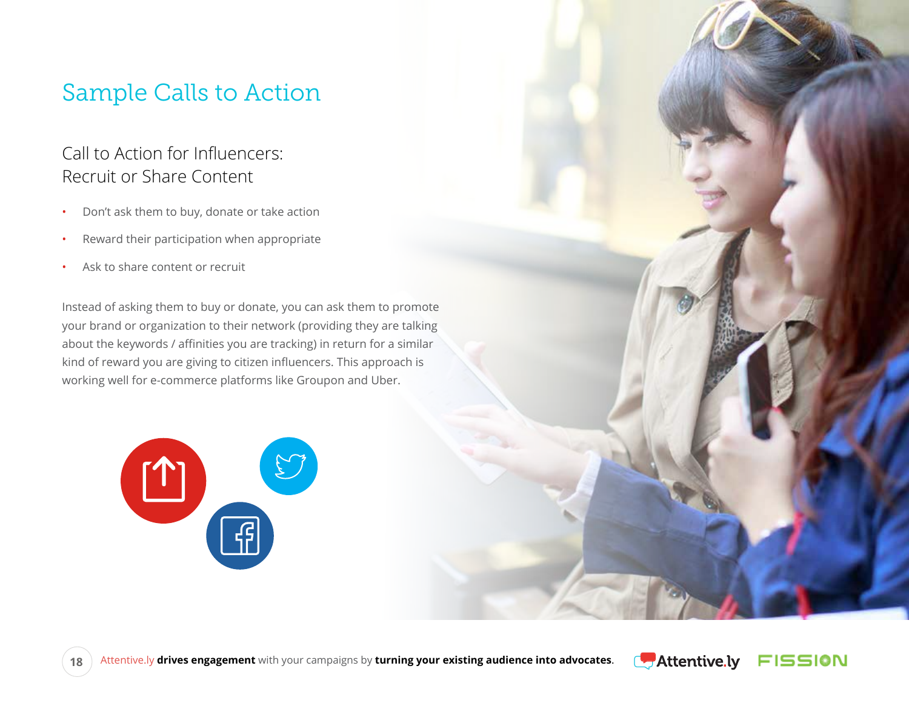# Sample Calls to Action

## Call to Action for Influencers: Recruit or Share Content

- Don't ask them to buy, donate or take action
- Reward their participation when appropriate
- Ask to share content or recruit

Instead of asking them to buy or donate, you can ask them to promote your brand or organization to their network (providing they are talking about the keywords / affinities you are tracking) in return for a similar kind of reward you are giving to citizen influencers. This approach is working well for e-commerce platforms like Groupon and Uber.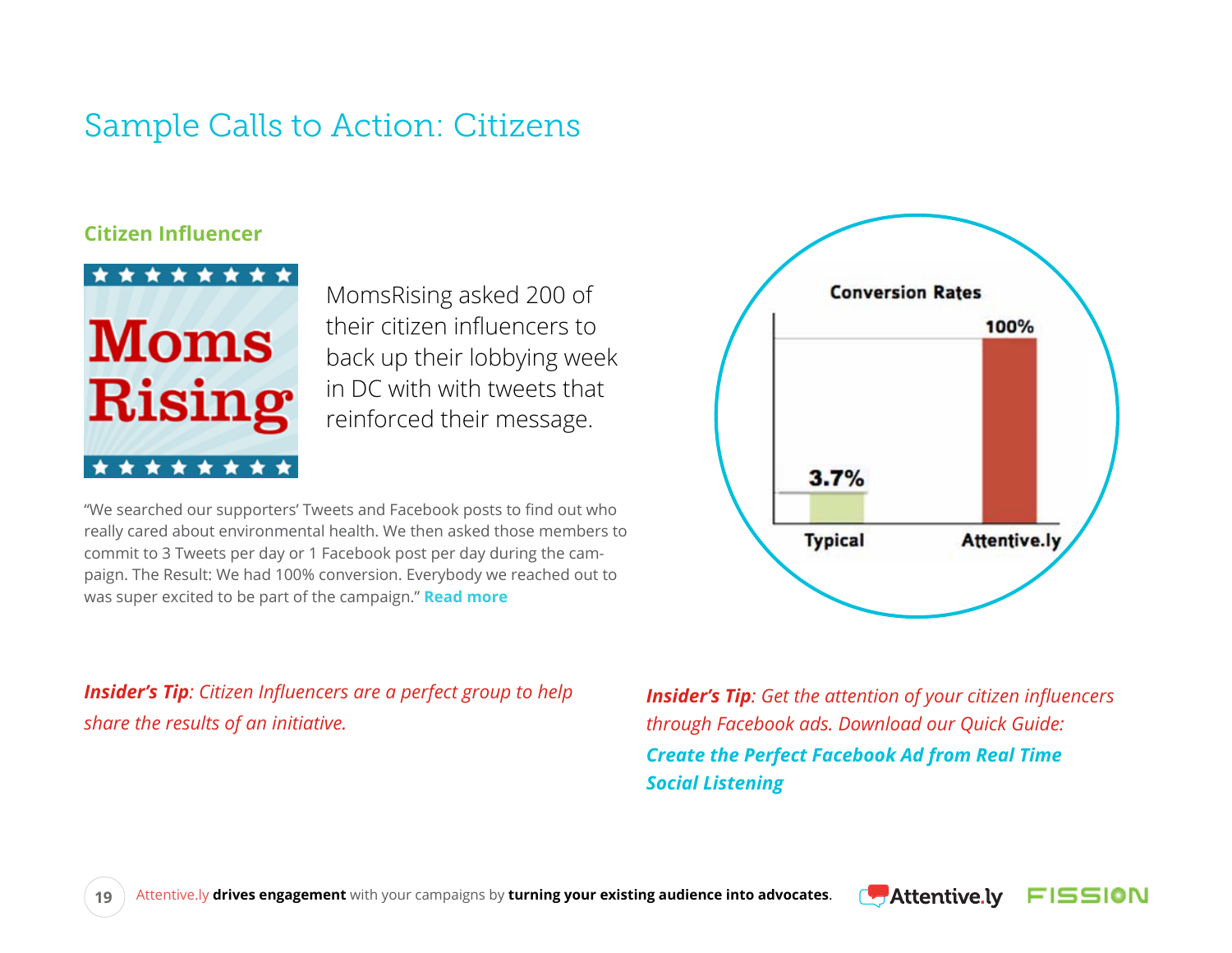# Sample Calls to Action: Citizens

### Citizen Influencer

MomsRising asked 200 of their citizen influencers to back up their lobbying week in DC with with tweets that reinforced their message.

"We searched our supporters' Tweets and Facebook posts to find out who really cared about environmental health. We then asked those members to commit to 3 Tweets per day or 1 Facebook post per day during the campaign. The Result: We had 100% conversion. Everybody we reached out to was super excited to be part of the campaign." **Read more**

Conversion Rates

| | Conversion Rate |
|---|---|
| Typical | 3.7% |
| Attentive.ly | 100% |

***Insider's Tip**: Citizen Influencers are a perfect group to help share the results of an initiative.*

***Insider's Tip**: Get the attention of your citizen influencers through Facebook ads. Download our Quick Guide:* ***Create the Perfect Facebook Ad from Real Time Social Listening***

Attentive.ly **drives engagement** with your campaigns by **turning your existing audience into advocates**.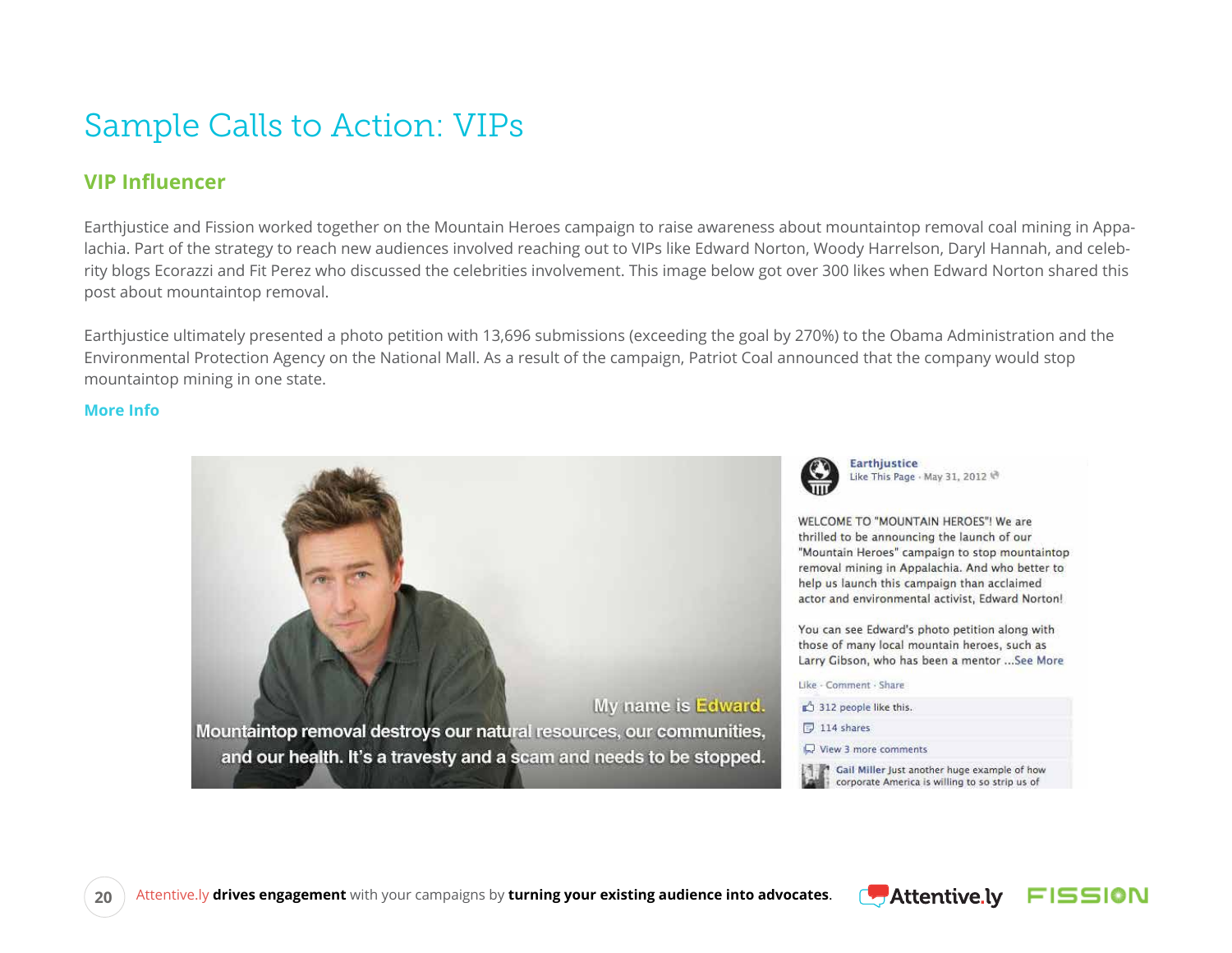# Sample Calls to Action: VIPs

## VIP Influencer

Earthjustice and Fission worked together on the Mountain Heroes campaign to raise awareness about mountaintop removal coal mining in Appalachia. Part of the strategy to reach new audiences involved reaching out to VIPs like Edward Norton, Woody Harrelson, Daryl Hannah, and celebrity blogs Ecorazzi and Fit Perez who discussed the celebrities involvement. This image below got over 300 likes when Edward Norton shared this post about mountaintop removal.

Earthjustice ultimately presented a photo petition with 13,696 submissions (exceeding the goal by 270%) to the Obama Administration and the Environmental Protection Agency on the National Mall. As a result of the campaign, Patriot Coal announced that the company would stop mountaintop mining in one state.

**More Info**

My name is Edward.
Mountaintop removal destroys our natural resources, our communities, and our health. It's a travesty and a scam and needs to be stopped.

**Earthjustice**
Like This Page · May 31, 2012

WELCOME TO "MOUNTAIN HEROES"! We are thrilled to be announcing the launch of our "Mountain Heroes" campaign to stop mountaintop removal mining in Appalachia. And who better to help us launch this campaign than acclaimed actor and environmental activist, Edward Norton!

You can see Edward's photo petition along with those of many local mountain heroes, such as Larry Gibson, who has been a mentor ...See More

Like · Comment · Share

312 people like this.

114 shares

View 3 more comments

**Gail Miller** Just another huge example of how corporate America is willing to so strip us of

Attentive.ly **drives engagement** with your campaigns by **turning your existing audience into advocates**.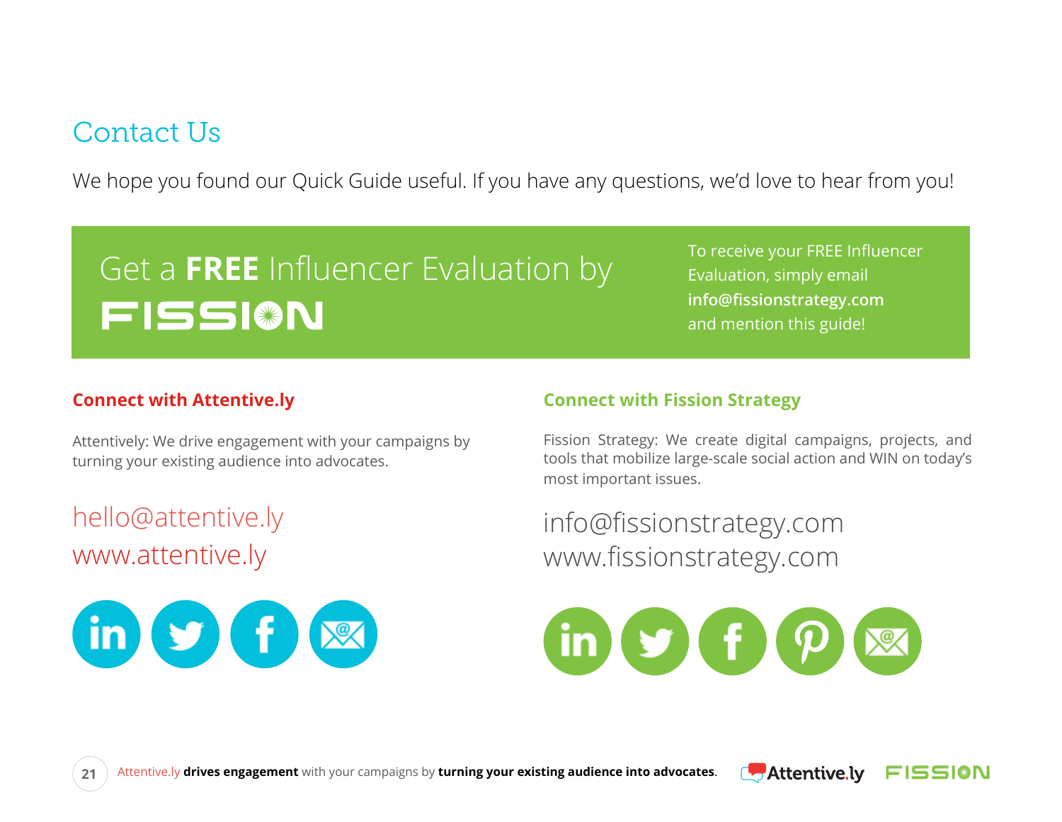# Contact Us

We hope you found our Quick Guide useful. If you have any questions, we'd love to hear from you!

## Get a **FREE** Influencer Evaluation by FISSION

To receive your FREE Influencer Evaluation, simply email **info@fissionstrategy.com** and mention this guide!

### Connect with Attentive.ly

Attentively: We drive engagement with your campaigns by turning your existing audience into advocates.

hello@attentive.ly
www.attentive.ly

### Connect with Fission Strategy

Fission Strategy: We create digital campaigns, projects, and tools that mobilize large-scale social action and WIN on today's most important issues.

info@fissionstrategy.com
www.fissionstrategy.com

Attentive.ly **drives engagement** with your campaigns by **turning your existing audience into advocates**.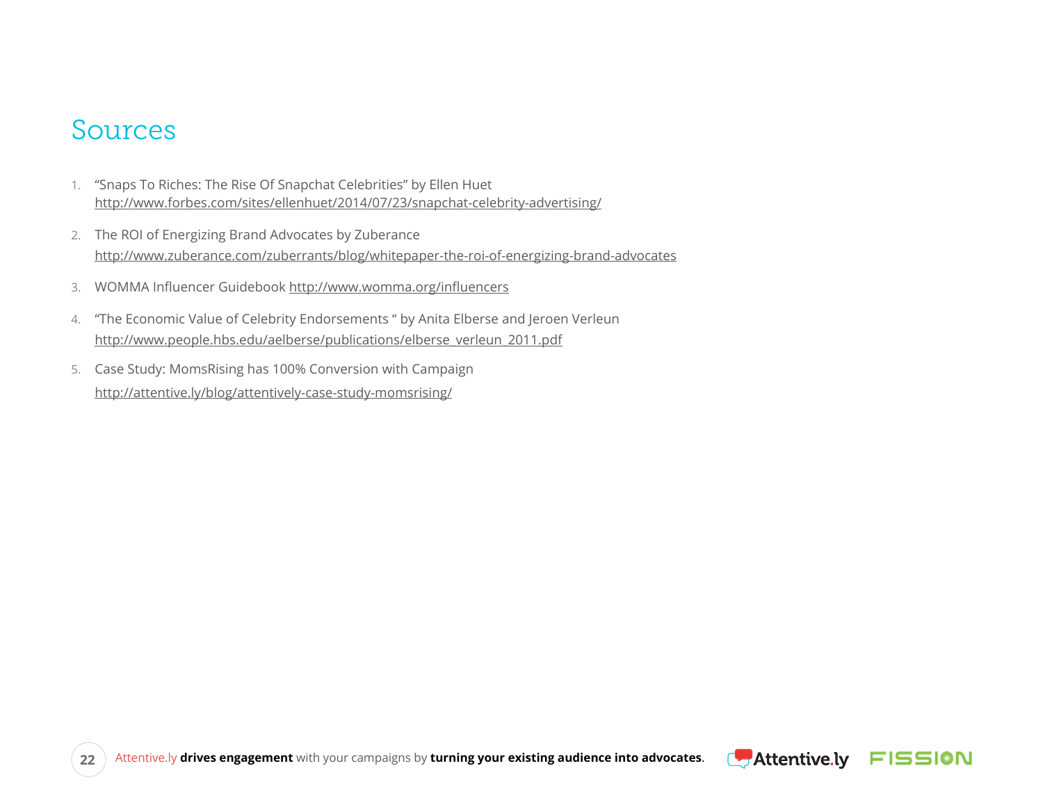# Sources

1. "Snaps To Riches: The Rise Of Snapchat Celebrities" by Ellen Huet
   http://www.forbes.com/sites/ellenhuet/2014/07/23/snapchat-celebrity-advertising/
2. The ROI of Energizing Brand Advocates by Zuberance
   http://www.zuberance.com/zuberrants/blog/whitepaper-the-roi-of-energizing-brand-advocates
3. WOMMA Influencer Guidebook http://www.womma.org/influencers
4. "The Economic Value of Celebrity Endorsements " by Anita Elberse and Jeroen Verleun
   http://www.people.hbs.edu/aelberse/publications/elberse_verleun_2011.pdf
5. Case Study: MomsRising has 100% Conversion with Campaign
   http://attentive.ly/blog/attentively-case-study-momsrising/